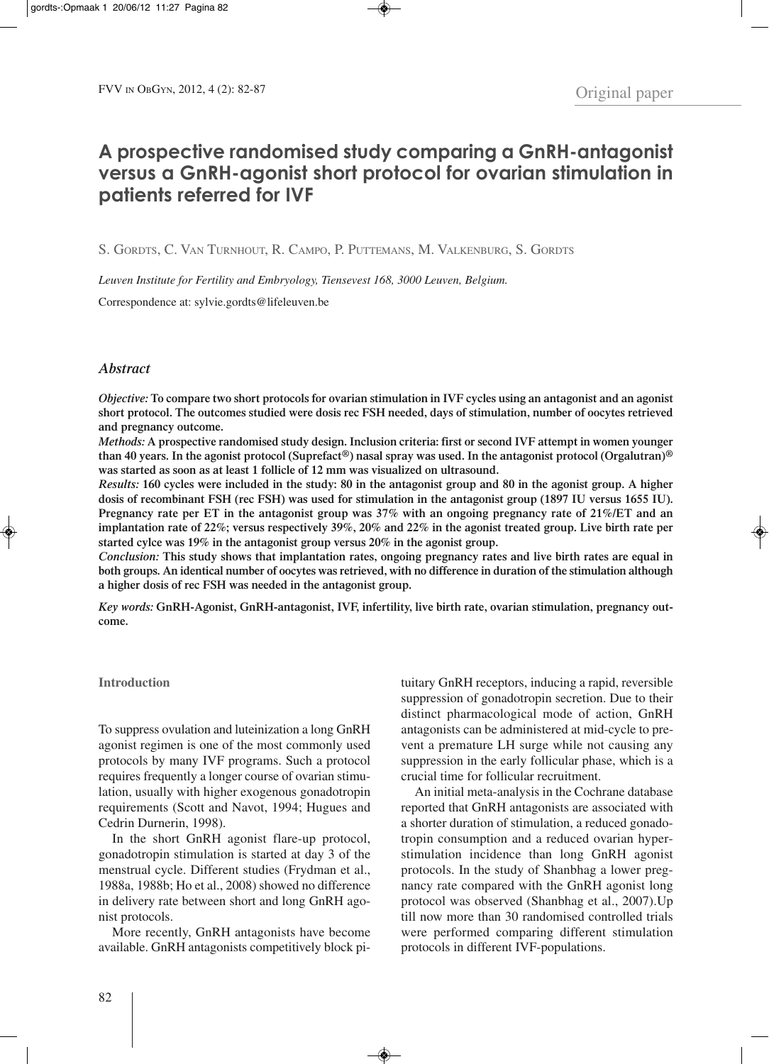Original paper

# A prospective randomised study comparing a GnRH-antagonist versus a GnRH-agonist short protocol for ovarian stimulation in patients referred for IVF

S. Gordts, C. Van Turnhout, R. Campo, P. Puttemans, M. Valkenburg, S. Gordts

*Leuven Institute for Fertility and Embryology, Tiensevest 168, 3000 Leuven, Belgium.*

Correspondence at: sylvie.gordts@lifeleuven.be

## *Abstract*

***Objective:*** **To compare two short protocols for ovarian stimulation in IVF cycles using an antagonist and an agonist short protocol. The outcomes studied were dosis rec FSH needed, days of stimulation, number of oocytes retrieved and pregnancy outcome.**

***Methods:*** **A prospective randomised study design. Inclusion criteria: first or second IVF attempt in women younger than 40 years. In the agonist protocol (Suprefact®) nasal spray was used. In the antagonist protocol (Orgalutran)® was started as soon as at least 1 follicle of 12 mm was visualized on ultrasound.**

***Results:*** **160 cycles were included in the study: 80 in the antagonist group and 80 in the agonist group. A higher dosis of recombinant FSH (rec FSH) was used for stimulation in the antagonist group (1897 IU versus 1655 IU). Pregnancy rate per ET in the antagonist group was 37% with an ongoing pregnancy rate of 21%/ET and an implantation rate of 22%; versus respectively 39%, 20% and 22% in the agonist treated group. Live birth rate per started cylce was 19% in the antagonist group versus 20% in the agonist group.**

***Conclusion:*** **This study shows that implantation rates, ongoing pregnancy rates and live birth rates are equal in both groups. An identical number of oocytes was retrieved, with no difference in duration of the stimulation although a higher dosis of rec FSH was needed in the antagonist group.**

***Key words:*** **GnRH-Agonist, GnRH-antagonist, IVF, infertility, live birth rate, ovarian stimulation, pregnancy outcome.**

## Introduction

To suppress ovulation and luteinization a long GnRH agonist regimen is one of the most commonly used protocols by many IVF programs. Such a protocol requires frequently a longer course of ovarian stimulation, usually with higher exogenous gonadotropin requirements (Scott and Navot, 1994; Hugues and Cedrin Durnerin, 1998).

In the short GnRH agonist flare-up protocol, gonadotropin stimulation is started at day 3 of the menstrual cycle. Different studies (Frydman et al., 1988a, 1988b; Ho et al., 2008) showed no difference in delivery rate between short and long GnRH agonist protocols.

More recently, GnRH antagonists have become available. GnRH antagonists competitively block pituitary GnRH receptors, inducing a rapid, reversible suppression of gonadotropin secretion. Due to their distinct pharmacological mode of action, GnRH antagonists can be administered at mid-cycle to prevent a premature LH surge while not causing any suppression in the early follicular phase, which is a crucial time for follicular recruitment.

An initial meta-analysis in the Cochrane database reported that GnRH antagonists are associated with a shorter duration of stimulation, a reduced gonadotropin consumption and a reduced ovarian hyperstimulation incidence than long GnRH agonist protocols. In the study of Shanbhag a lower pregnancy rate compared with the GnRH agonist long protocol was observed (Shanbhag et al., 2007).Up till now more than 30 randomised controlled trials were performed comparing different stimulation protocols in different IVF-populations.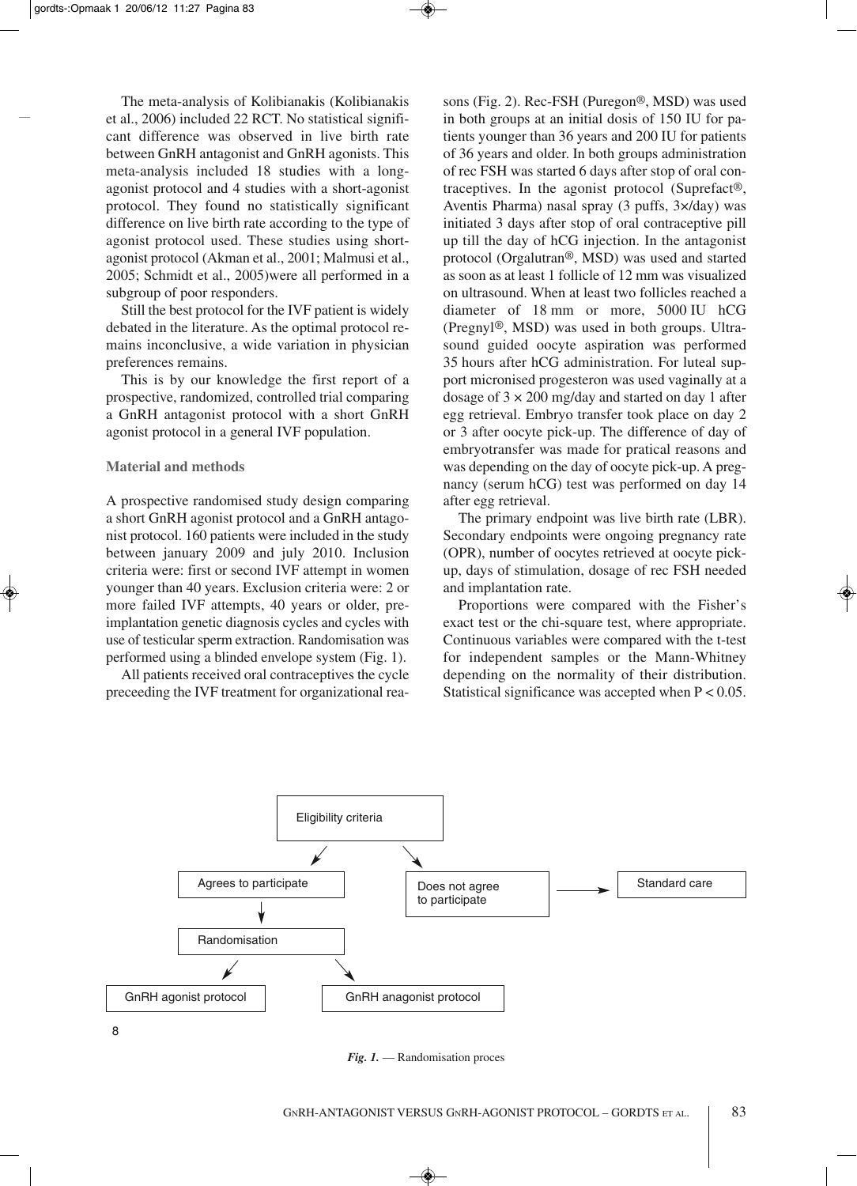The meta-analysis of Kolibianakis (Kolibianakis et al., 2006) included 22 RCT. No statistical significant difference was observed in live birth rate between GnRH antagonist and GnRH agonists. This meta-analysis included 18 studies with a long-agonist protocol and 4 studies with a short-agonist protocol. They found no statistically significant difference on live birth rate according to the type of agonist protocol used. These studies using short-agonist protocol (Akman et al., 2001; Malmusi et al., 2005; Schmidt et al., 2005)were all performed in a subgroup of poor responders.

Still the best protocol for the IVF patient is widely debated in the literature. As the optimal protocol remains inconclusive, a wide variation in physician preferences remains.

This is by our knowledge the first report of a prospective, randomized, controlled trial comparing a GnRH antagonist protocol with a short GnRH agonist protocol in a general IVF population.

## Material and methods

A prospective randomised study design comparing a short GnRH agonist protocol and a GnRH antagonist protocol. 160 patients were included in the study between january 2009 and july 2010. Inclusion criteria were: first or second IVF attempt in women younger than 40 years. Exclusion criteria were: 2 or more failed IVF attempts, 40 years or older, pre-implantation genetic diagnosis cycles and cycles with use of testicular sperm extraction. Randomisation was performed using a blinded envelope system (Fig. 1).

All patients received oral contraceptives the cycle preceeding the IVF treatment for organizational reasons (Fig. 2). Rec-FSH (Puregon®, MSD) was used in both groups at an initial dosis of 150 IU for patients younger than 36 years and 200 IU for patients of 36 years and older. In both groups administration of rec FSH was started 6 days after stop of oral contraceptives. In the agonist protocol (Suprefact®, Aventis Pharma) nasal spray (3 puffs, 3×/day) was initiated 3 days after stop of oral contraceptive pill up till the day of hCG injection. In the antagonist protocol (Orgalutran®, MSD) was used and started as soon as at least 1 follicle of 12 mm was visualized on ultrasound. When at least two follicles reached a diameter of 18 mm or more, 5000 IU hCG (Pregnyl®, MSD) was used in both groups. Ultrasound guided oocyte aspiration was performed 35 hours after hCG administration. For luteal support micronised progesteron was used vaginally at a dosage of 3 × 200 mg/day and started on day 1 after egg retrieval. Embryo transfer took place on day 2 or 3 after oocyte pick-up. The difference of day of embryotransfer was made for pratical reasons and was depending on the day of oocyte pick-up. A pregnancy (serum hCG) test was performed on day 14 after egg retrieval.

The primary endpoint was live birth rate (LBR). Secondary endpoints were ongoing pregnancy rate (OPR), number of oocytes retrieved at oocyte pick-up, days of stimulation, dosage of rec FSH needed and implantation rate.

Proportions were compared with the Fisher's exact test or the chi-square test, where appropriate. Continuous variables were compared with the t-test for independent samples or the Mann-Whitney depending on the normality of their distribution. Statistical significance was accepted when $P < 0.05$.

Eligibility criteria

Agrees to participate

Does not agree to participate

Standard care

Randomisation

GnRH agonist protocol

GnRH anagonist protocol

8

*Fig. 1.* — Randomisation proces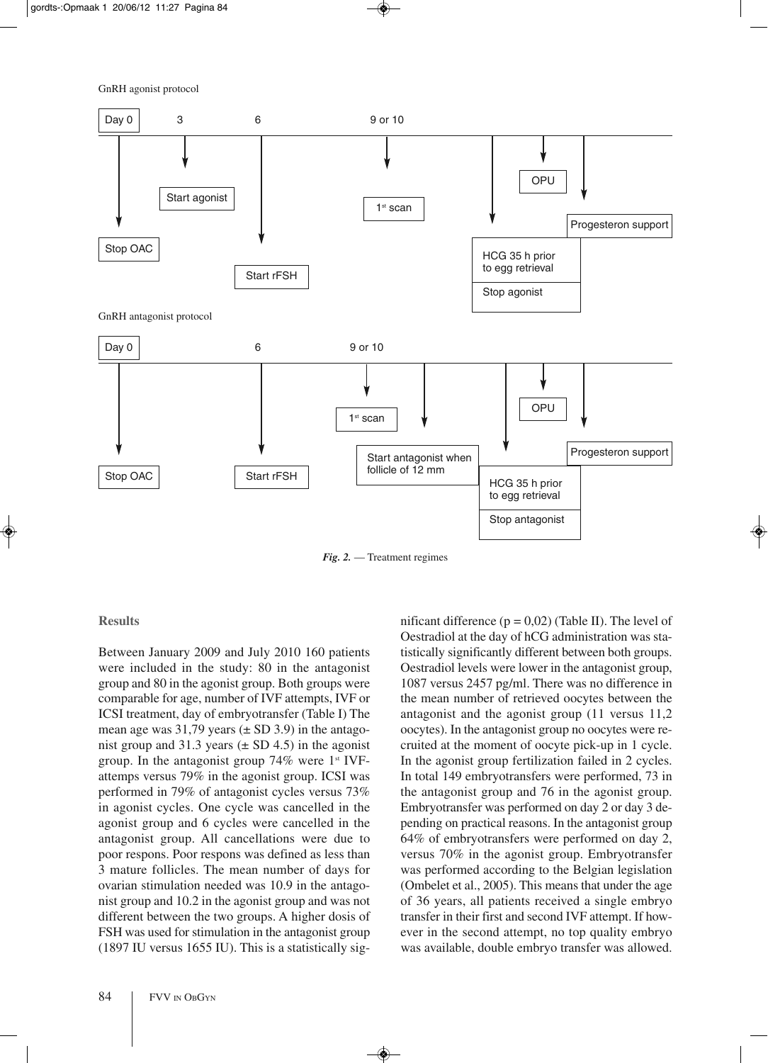GnRH agonist protocol

Day 0 | 3 | 6 | 9 or 10

Stop OAC

Start agonist

Start rFSH

1st scan

HCG 35 h prior to egg retrieval

Stop agonist

OPU

Progesteron support

GnRH antagonist protocol

Day 0 | 6 | 9 or 10

Stop OAC

Start rFSH

1st scan

Start antagonist when follicle of 12 mm

HCG 35 h prior to egg retrieval

Stop antagonist

OPU

Progesteron support

***Fig. 2.*** — Treatment regimes

## Results

Between January 2009 and July 2010 160 patients were included in the study: 80 in the antagonist group and 80 in the agonist group. Both groups were comparable for age, number of IVF attempts, IVF or ICSI treatment, day of embryotransfer (Table I) The mean age was 31,79 years (± SD 3.9) in the antagonist group and 31.3 years (± SD 4.5) in the agonist group. In the antagonist group 74% were 1st IVF-attemps versus 79% in the agonist group. ICSI was performed in 79% of antagonist cycles versus 73% in agonist cycles. One cycle was cancelled in the agonist group and 6 cycles were cancelled in the antagonist group. All cancellations were due to poor respons. Poor respons was defined as less than 3 mature follicles. The mean number of days for ovarian stimulation needed was 10.9 in the antagonist group and 10.2 in the agonist group and was not different between the two groups. A higher dosis of FSH was used for stimulation in the antagonist group (1897 IU versus 1655 IU). This is a statistically significant difference (p = 0,02) (Table II). The level of Oestradiol at the day of hCG administration was statistically significantly different between both groups. Oestradiol levels were lower in the antagonist group, 1087 versus 2457 pg/ml. There was no difference in the mean number of retrieved oocytes between the antagonist and the agonist group (11 versus 11,2 oocytes). In the antagonist group no oocytes were recruited at the moment of oocyte pick-up in 1 cycle. In the agonist group fertilization failed in 2 cycles. In total 149 embryotransfers were performed, 73 in the antagonist group and 76 in the agonist group. Embryotransfer was performed on day 2 or day 3 depending on practical reasons. In the antagonist group 64% of embryotransfers were performed on day 2, versus 70% in the agonist group. Embryotransfer was performed according to the Belgian legislation (Ombelet et al., 2005). This means that under the age of 36 years, all patients received a single embryo transfer in their first and second IVF attempt. If however in the second attempt, no top quality embryo was available, double embryo transfer was allowed.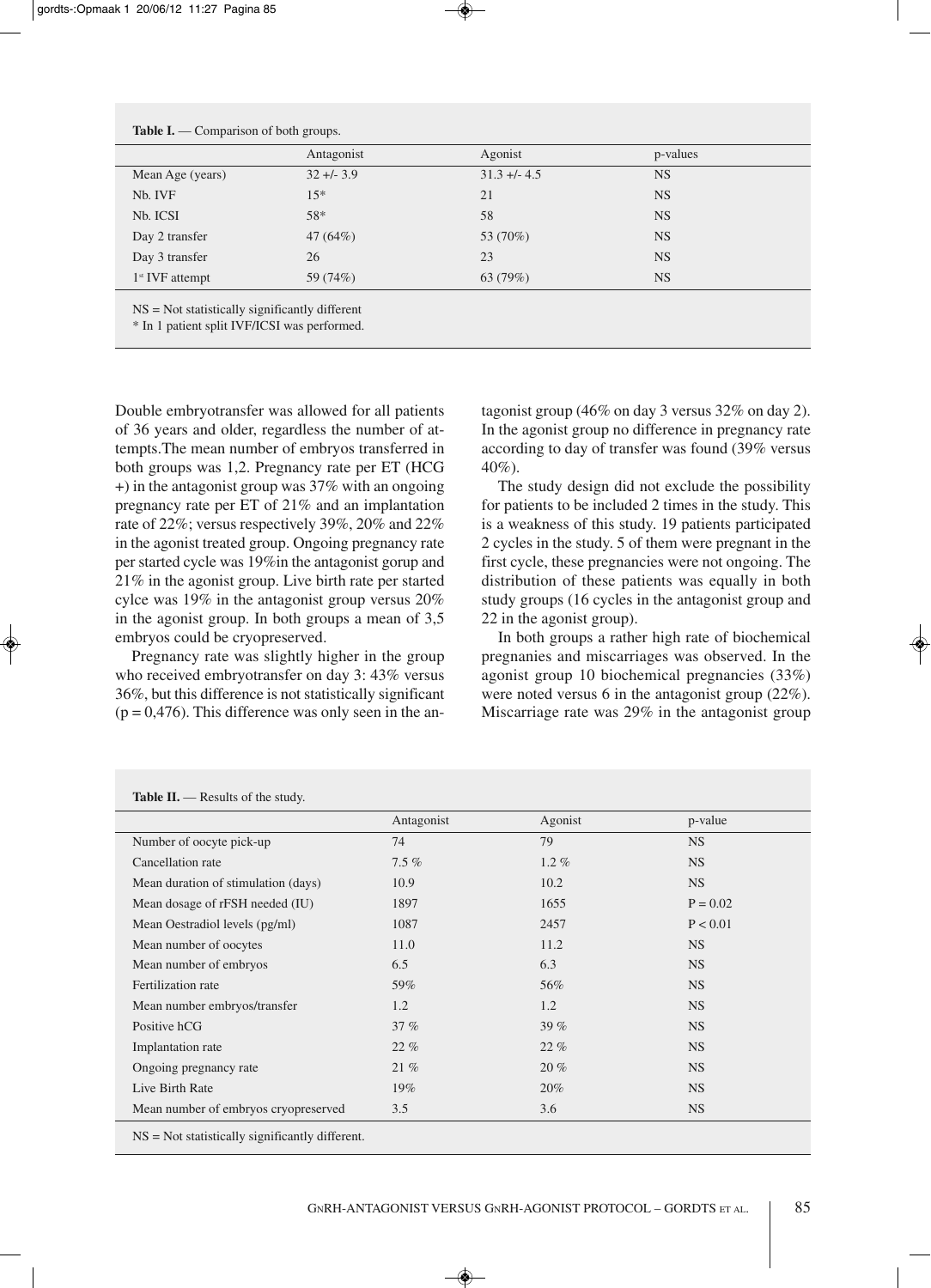**Table I.** — Comparison of both groups.

| | Antagonist | Agonist | p-values |
|---|---|---|---|
| Mean Age (years) | 32 +/- 3.9 | 31.3 +/- 4.5 | NS |
| Nb. IVF | 15* | 21 | NS |
| Nb. ICSI | 58* | 58 | NS |
| Day 2 transfer | 47 (64%) | 53 (70%) | NS |
| Day 3 transfer | 26 | 23 | NS |
| 1st IVF attempt | 59 (74%) | 63 (79%) | NS |

NS = Not statistically significantly different
* In 1 patient split IVF/ICSI was performed.

Double embryotransfer was allowed for all patients of 36 years and older, regardless the number of attempts.The mean number of embryos transferred in both groups was 1,2. Pregnancy rate per ET (HCG +) in the antagonist group was 37% with an ongoing pregnancy rate per ET of 21% and an implantation rate of 22%; versus respectively 39%, 20% and 22% in the agonist treated group. Ongoing pregnancy rate per started cycle was 19%in the antagonist gorup and 21% in the agonist group. Live birth rate per started cylce was 19% in the antagonist group versus 20% in the agonist group. In both groups a mean of 3,5 embryos could be cryopreserved.

Pregnancy rate was slightly higher in the group who received embryotransfer on day 3: 43% versus 36%, but this difference is not statistically significant (p = 0,476). This difference was only seen in the antagonist group (46% on day 3 versus 32% on day 2). In the agonist group no difference in pregnancy rate according to day of transfer was found (39% versus 40%).

The study design did not exclude the possibility for patients to be included 2 times in the study. This is a weakness of this study. 19 patients participated 2 cycles in the study. 5 of them were pregnant in the first cycle, these pregnancies were not ongoing. The distribution of these patients was equally in both study groups (16 cycles in the antagonist group and 22 in the agonist group).

In both groups a rather high rate of biochemical pregnanies and miscarriages was observed. In the agonist group 10 biochemical pregnancies (33%) were noted versus 6 in the antagonist group (22%). Miscarriage rate was 29% in the antagonist group

**Table II.** — Results of the study.

| | Antagonist | Agonist | p-value |
|---|---|---|---|
| Number of oocyte pick-up | 74 | 79 | NS |
| Cancellation rate | 7.5 % | 1.2 % | NS |
| Mean duration of stimulation (days) | 10.9 | 10.2 | NS |
| Mean dosage of rFSH needed (IU) | 1897 | 1655 | P = 0.02 |
| Mean Oestradiol levels (pg/ml) | 1087 | 2457 | P < 0.01 |
| Mean number of oocytes | 11.0 | 11.2 | NS |
| Mean number of embryos | 6.5 | 6.3 | NS |
| Fertilization rate | 59% | 56% | NS |
| Mean number embryos/transfer | 1.2 | 1.2 | NS |
| Positive hCG | 37 % | 39 % | NS |
| Implantation rate | 22 % | 22 % | NS |
| Ongoing pregnancy rate | 21 % | 20 % | NS |
| Live Birth Rate | 19% | 20% | NS |
| Mean number of embryos cryopreserved | 3.5 | 3.6 | NS |

NS = Not statistically significantly different.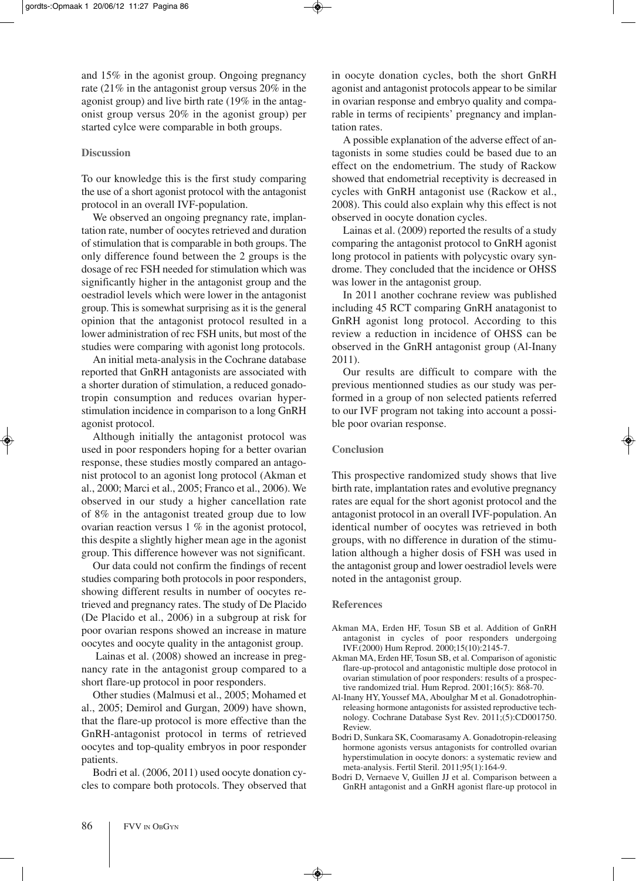and 15% in the agonist group. Ongoing pregnancy rate (21% in the antagonist group versus 20% in the agonist group) and live birth rate (19% in the antagonist group versus 20% in the agonist group) per started cylce were comparable in both groups.

## Discussion

To our knowledge this is the first study comparing the use of a short agonist protocol with the antagonist protocol in an overall IVF-population.

We observed an ongoing pregnancy rate, implantation rate, number of oocytes retrieved and duration of stimulation that is comparable in both groups. The only difference found between the 2 groups is the dosage of rec FSH needed for stimulation which was significantly higher in the antagonist group and the oestradiol levels which were lower in the antagonist group. This is somewhat surprising as it is the general opinion that the antagonist protocol resulted in a lower administration of rec FSH units, but most of the studies were comparing with agonist long protocols.

An initial meta-analysis in the Cochrane database reported that GnRH antagonists are associated with a shorter duration of stimulation, a reduced gonadotropin consumption and reduces ovarian hyperstimulation incidence in comparison to a long GnRH agonist protocol.

Although initially the antagonist protocol was used in poor responders hoping for a better ovarian response, these studies mostly compared an antagonist protocol to an agonist long protocol (Akman et al., 2000; Marci et al., 2005; Franco et al., 2006). We observed in our study a higher cancellation rate of 8% in the antagonist treated group due to low ovarian reaction versus 1 % in the agonist protocol, this despite a slightly higher mean age in the agonist group. This difference however was not significant.

Our data could not confirm the findings of recent studies comparing both protocols in poor responders, showing different results in number of oocytes retrieved and pregnancy rates. The study of De Placido (De Placido et al., 2006) in a subgroup at risk for poor ovarian respons showed an increase in mature oocytes and oocyte quality in the antagonist group.

Lainas et al. (2008) showed an increase in pregnancy rate in the antagonist group compared to a short flare-up protocol in poor responders.

Other studies (Malmusi et al., 2005; Mohamed et al., 2005; Demirol and Gurgan, 2009) have shown, that the flare-up protocol is more effective than the GnRH-antagonist protocol in terms of retrieved oocytes and top-quality embryos in poor responder patients.

Bodri et al. (2006, 2011) used oocyte donation cycles to compare both protocols. They observed that in oocyte donation cycles, both the short GnRH agonist and antagonist protocols appear to be similar in ovarian response and embryo quality and comparable in terms of recipients' pregnancy and implantation rates.

A possible explanation of the adverse effect of antagonists in some studies could be based due to an effect on the endometrium. The study of Rackow showed that endometrial receptivity is decreased in cycles with GnRH antagonist use (Rackow et al., 2008). This could also explain why this effect is not observed in oocyte donation cycles.

Lainas et al. (2009) reported the results of a study comparing the antagonist protocol to GnRH agonist long protocol in patients with polycystic ovary syndrome. They concluded that the incidence or OHSS was lower in the antagonist group.

In 2011 another cochrane review was published including 45 RCT comparing GnRH anatagonist to GnRH agonist long protocol. According to this review a reduction in incidence of OHSS can be observed in the GnRH antagonist group (Al-Inany 2011).

Our results are difficult to compare with the previous mentionned studies as our study was performed in a group of non selected patients referred to our IVF program not taking into account a possible poor ovarian response.

## Conclusion

This prospective randomized study shows that live birth rate, implantation rates and evolutive pregnancy rates are equal for the short agonist protocol and the antagonist protocol in an overall IVF-population. An identical number of oocytes was retrieved in both groups, with no difference in duration of the stimulation although a higher dosis of FSH was used in the antagonist group and lower oestradiol levels were noted in the antagonist group.

## References

Akman MA, Erden HF, Tosun SB et al. Addition of GnRH antagonist in cycles of poor responders undergoing IVF.(2000) Hum Reprod. 2000;15(10):2145-7.

Akman MA, Erden HF, Tosun SB, et al. Comparison of agonistic flare-up-protocol and antagonistic multiple dose protocol in ovarian stimulation of poor responders: results of a prospective randomized trial. Hum Reprod. 2001;16(5): 868-70.

Al-Inany HY, Youssef MA, Aboulghar M et al. Gonadotrophin-releasing hormone antagonists for assisted reproductive technology. Cochrane Database Syst Rev. 2011;(5):CD001750. Review.

Bodri D, Sunkara SK, Coomarasamy A. Gonadotropin-releasing hormone agonists versus antagonists for controlled ovarian hyperstimulation in oocyte donors: a systematic review and meta-analysis. Fertil Steril. 2011;95(1):164-9.

Bodri D, Vernaeve V, Guillen JJ et al. Comparison between a GnRH antagonist and a GnRH agonist flare-up protocol in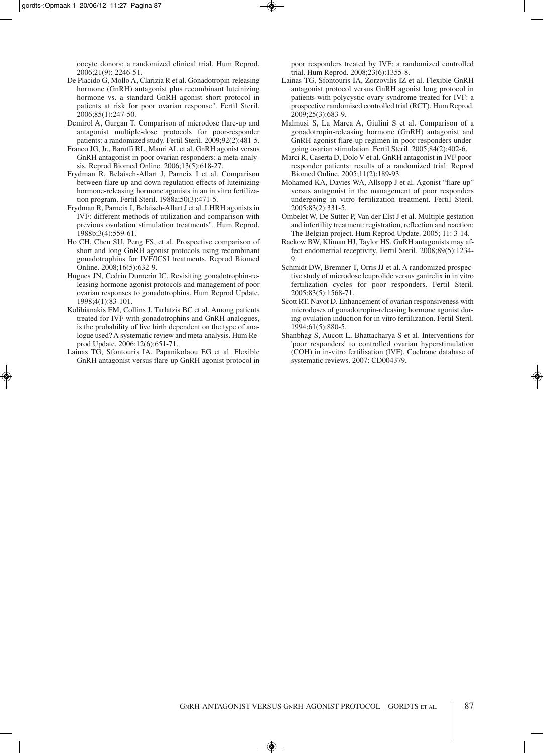oocyte donors: a randomized clinical trial. Hum Reprod. 2006;21(9): 2246-51.

De Placido G, Mollo A, Clarizia R et al. Gonadotropin-releasing hormone (GnRH) antagonist plus recombinant luteinizing hormone vs. a standard GnRH agonist short protocol in patients at risk for poor ovarian response". Fertil Steril. 2006;85(1):247-50.

Demirol A, Gurgan T. Comparison of microdose flare-up and antagonist multiple-dose protocols for poor-responder patients: a randomized study. Fertil Steril. 2009;92(2):481-5.

Franco JG, Jr., Baruffi RL, Mauri AL et al. GnRH agonist versus GnRH antagonist in poor ovarian responders: a meta-analysis. Reprod Biomed Online. 2006;13(5):618-27.

Frydman R, Belaisch-Allart J, Parneix I et al. Comparison between flare up and down regulation effects of luteinizing hormone-releasing hormone agonists in an in vitro fertilization program. Fertil Steril. 1988a;50(3):471-5.

Frydman R, Parneix I, Belaisch-Allart J et al. LHRH agonists in IVF: different methods of utilization and comparison with previous ovulation stimulation treatments". Hum Reprod. 1988b;3(4):559-61.

Ho CH, Chen SU, Peng FS, et al. Prospective comparison of short and long GnRH agonist protocols using recombinant gonadotrophins for IVF/ICSI treatments. Reprod Biomed Online. 2008;16(5):632-9.

Hugues JN, Cedrin Durnerin IC. Revisiting gonadotrophin-releasing hormone agonist protocols and management of poor ovarian responses to gonadotrophins. Hum Reprod Update. 1998;4(1):83-101.

Kolibianakis EM, Collins J, Tarlatzis BC et al. Among patients treated for IVF with gonadotrophins and GnRH analogues, is the probability of live birth dependent on the type of analogue used? A systematic review and meta-analysis. Hum Reprod Update. 2006;12(6):651-71.

Lainas TG, Sfontouris IA, Papanikolaou EG et al. Flexible GnRH antagonist versus flare-up GnRH agonist protocol in poor responders treated by IVF: a randomized controlled trial. Hum Reprod. 2008;23(6):1355-8.

Lainas TG, Sfontouris IA, Zorzovilis IZ et al. Flexible GnRH antagonist protocol versus GnRH agonist long protocol in patients with polycystic ovary syndrome treated for IVF: a prospective randomised controlled trial (RCT). Hum Reprod. 2009;25(3):683-9.

Malmusi S, La Marca A, Giulini S et al. Comparison of a gonadotropin-releasing hormone (GnRH) antagonist and GnRH agonist flare-up regimen in poor responders undergoing ovarian stimulation. Fertil Steril. 2005;84(2):402-6.

Marci R, Caserta D, Dolo V et al. GnRH antagonist in IVF poor-responder patients: results of a randomized trial. Reprod Biomed Online. 2005;11(2):189-93.

Mohamed KA, Davies WA, Allsopp J et al. Agonist "flare-up" versus antagonist in the management of poor responders undergoing in vitro fertilization treatment. Fertil Steril. 2005;83(2):331-5.

Ombelet W, De Sutter P, Van der Elst J et al. Multiple gestation and infertility treatment: registration, reflection and reaction: The Belgian project. Hum Reprod Update. 2005; 11: 3-14.

Rackow BW, Kliman HJ, Taylor HS. GnRH antagonists may affect endometrial receptivity. Fertil Steril. 2008;89(5):1234-9.

Schmidt DW, Bremner T, Orris JJ et al. A randomized prospective study of microdose leuprolide versus ganirelix in in vitro fertilization cycles for poor responders. Fertil Steril. 2005;83(5):1568-71.

Scott RT, Navot D. Enhancement of ovarian responsiveness with microdoses of gonadotropin-releasing hormone agonist during ovulation induction for in vitro fertilization. Fertil Steril. 1994;61(5):880-5.

Shanbhag S, Aucott L, Bhattacharya S et al. Interventions for 'poor responders' to controlled ovarian hyperstimulation (COH) in in-vitro fertilisation (IVF). Cochrane database of systematic reviews. 2007: CD004379.